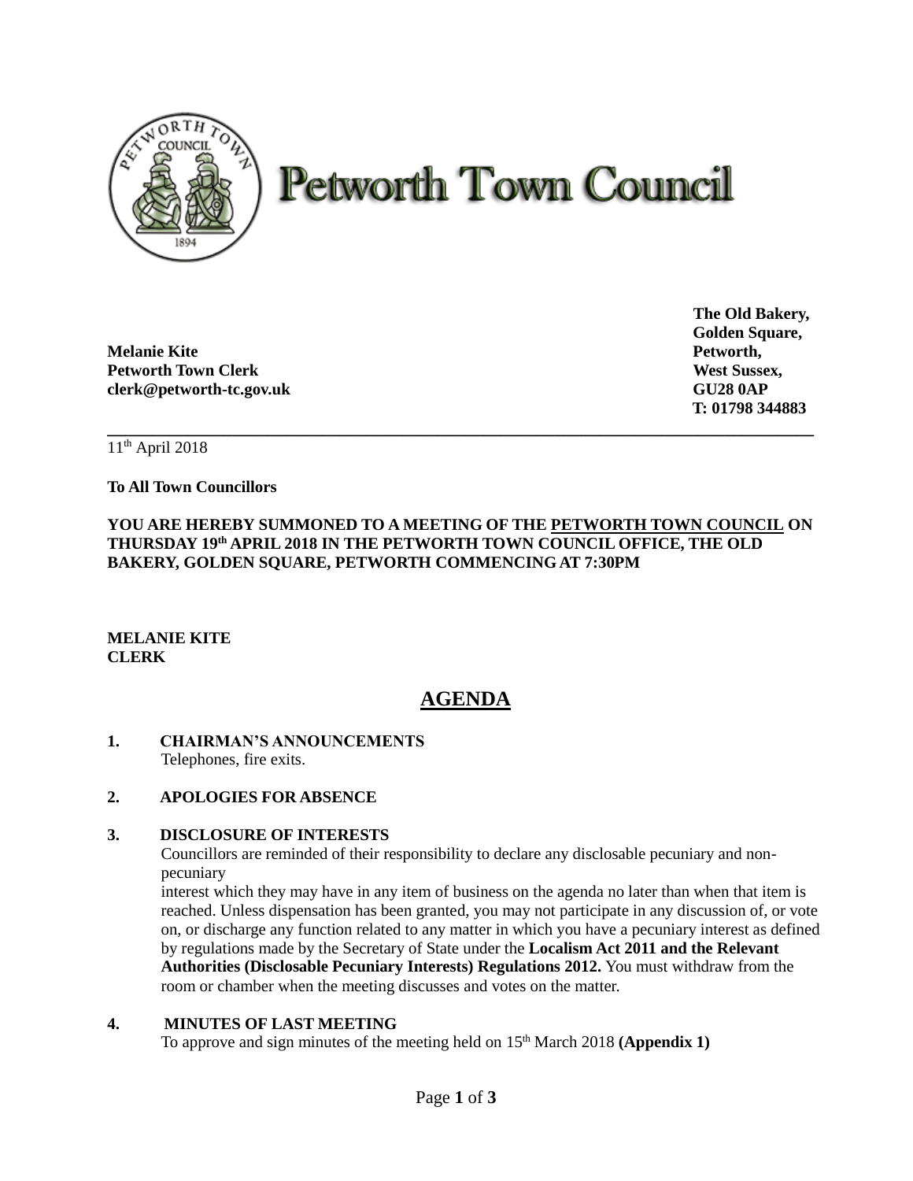# Petworth Town Council

**Melanie Kite**
**Petworth Town Clerk**
**clerk@petworth-tc.gov.uk**

**The Old Bakery,**
**Golden Square,**
**Petworth,**
**West Sussex,**
**GU28 0AP**
**T: 01798 344883**

---

11th April 2018

**To All Town Councillors**

**YOU ARE HEREBY SUMMONED TO A MEETING OF THE PETWORTH TOWN COUNCIL ON THURSDAY 19th APRIL 2018 IN THE PETWORTH TOWN COUNCIL OFFICE, THE OLD BAKERY, GOLDEN SQUARE, PETWORTH COMMENCING AT 7:30PM**

**MELANIE KITE**
**CLERK**

## AGENDA

**1. CHAIRMAN'S ANNOUNCEMENTS**
Telephones, fire exits.

**2. APOLOGIES FOR ABSENCE**

**3. DISCLOSURE OF INTERESTS**
Councillors are reminded of their responsibility to declare any disclosable pecuniary and non-pecuniary
interest which they may have in any item of business on the agenda no later than when that item is reached. Unless dispensation has been granted, you may not participate in any discussion of, or vote on, or discharge any function related to any matter in which you have a pecuniary interest as defined by regulations made by the Secretary of State under the **Localism Act 2011 and the Relevant Authorities (Disclosable Pecuniary Interests) Regulations 2012.** You must withdraw from the room or chamber when the meeting discusses and votes on the matter.

**4. MINUTES OF LAST MEETING**
To approve and sign minutes of the meeting held on 15th March 2018 **(Appendix 1)**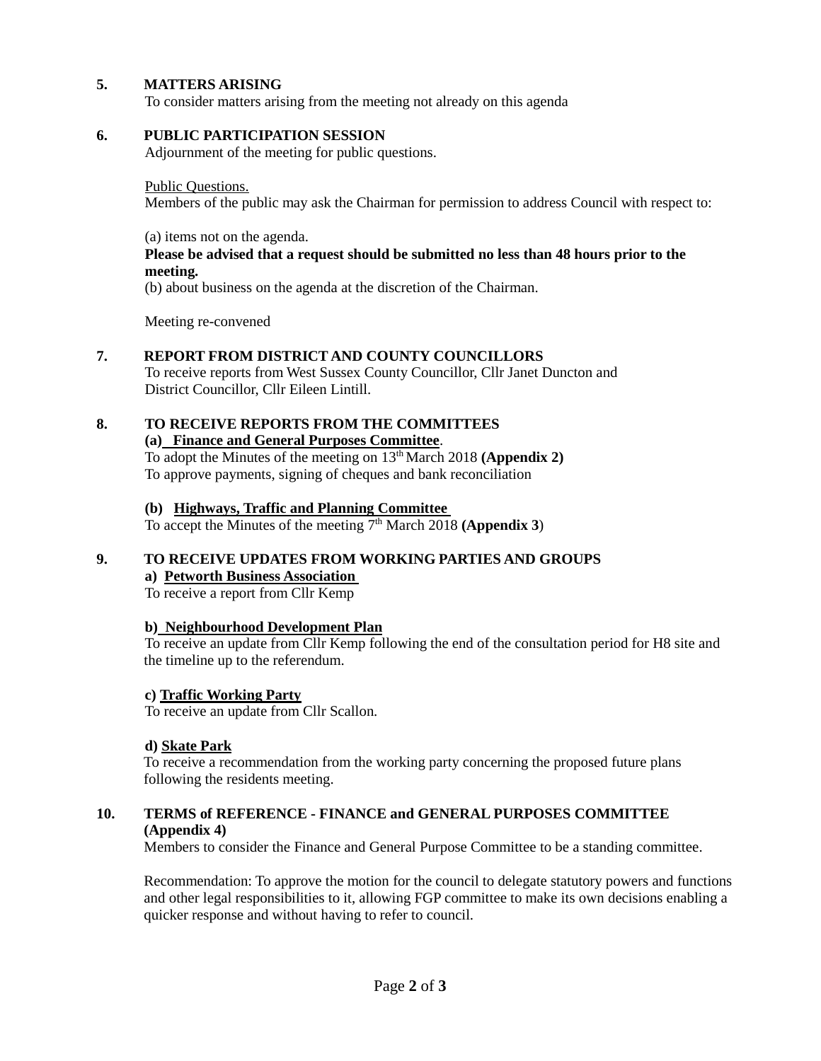## 5. MATTERS ARISING

To consider matters arising from the meeting not already on this agenda

## 6. PUBLIC PARTICIPATION SESSION

Adjournment of the meeting for public questions.

Public Questions.

Members of the public may ask the Chairman for permission to address Council with respect to:

(a) items not on the agenda.

**Please be advised that a request should be submitted no less than 48 hours prior to the meeting.**

(b) about business on the agenda at the discretion of the Chairman.

Meeting re-convened

## 7. REPORT FROM DISTRICT AND COUNTY COUNCILLORS

To receive reports from West Sussex County Councillor, Cllr Janet Duncton and District Councillor, Cllr Eileen Lintill.

## 8. TO RECEIVE REPORTS FROM THE COMMITTEES

**(a) Finance and General Purposes Committee**.

To adopt the Minutes of the meeting on 13th March 2018 **(Appendix 2)**

To approve payments, signing of cheques and bank reconciliation

**(b) Highways, Traffic and Planning Committee**

To accept the Minutes of the meeting 7th March 2018 **(Appendix 3**)

## 9. TO RECEIVE UPDATES FROM WORKING PARTIES AND GROUPS

**a) Petworth Business Association**

To receive a report from Cllr Kemp

**b) Neighbourhood Development Plan**

To receive an update from Cllr Kemp following the end of the consultation period for H8 site and the timeline up to the referendum.

**c) Traffic Working Party**

To receive an update from Cllr Scallon.

**d) Skate Park**

To receive a recommendation from the working party concerning the proposed future plans following the residents meeting.

## 10. TERMS of REFERENCE - FINANCE and GENERAL PURPOSES COMMITTEE (Appendix 4)

Members to consider the Finance and General Purpose Committee to be a standing committee.

Recommendation: To approve the motion for the council to delegate statutory powers and functions and other legal responsibilities to it, allowing FGP committee to make its own decisions enabling a quicker response and without having to refer to council.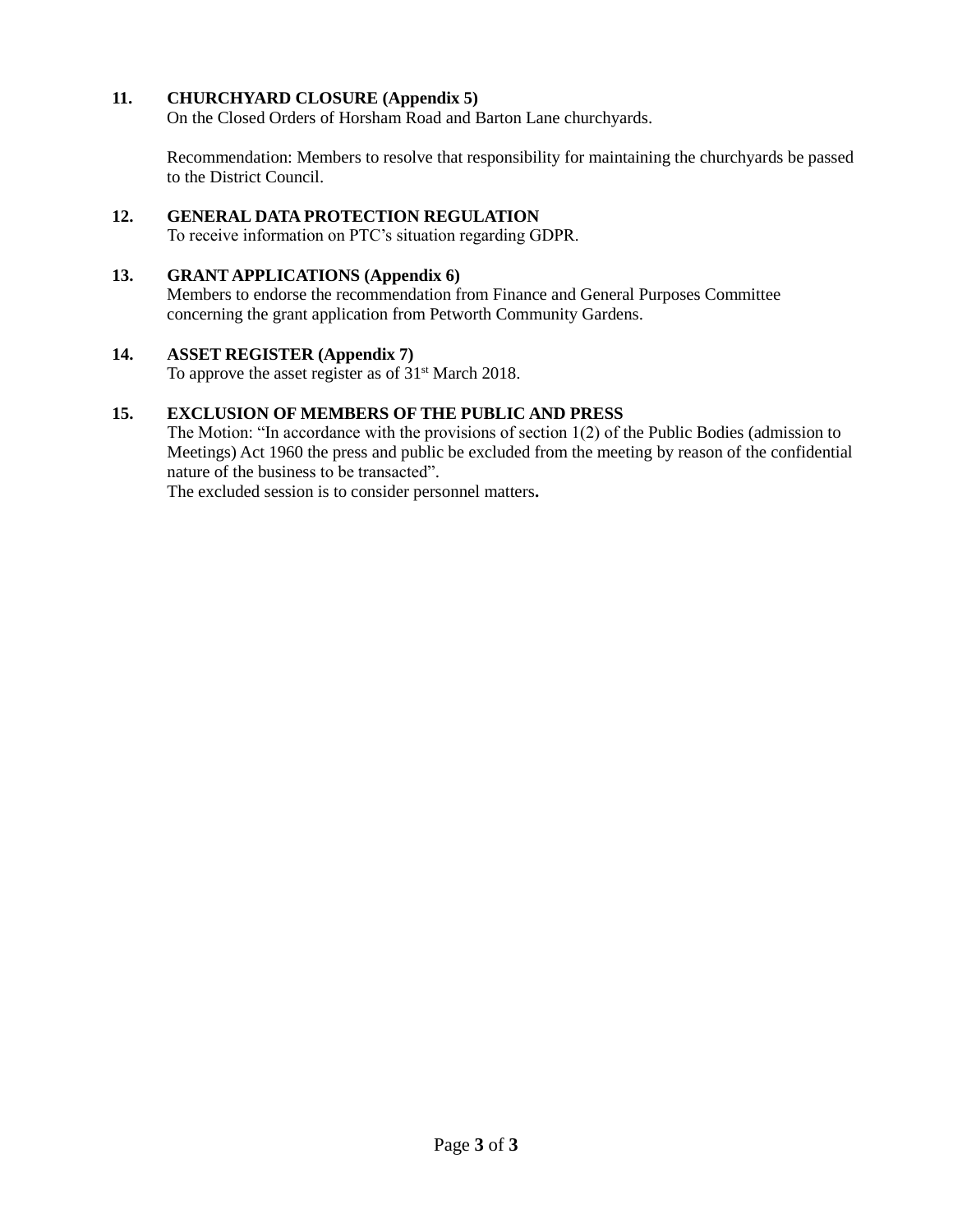**11. CHURCHYARD CLOSURE (Appendix 5)**

On the Closed Orders of Horsham Road and Barton Lane churchyards.

Recommendation: Members to resolve that responsibility for maintaining the churchyards be passed to the District Council.

**12. GENERAL DATA PROTECTION REGULATION**

To receive information on PTC's situation regarding GDPR.

**13. GRANT APPLICATIONS (Appendix 6)**

Members to endorse the recommendation from Finance and General Purposes Committee concerning the grant application from Petworth Community Gardens.

**14. ASSET REGISTER (Appendix 7)**

To approve the asset register as of 31st March 2018.

**15. EXCLUSION OF MEMBERS OF THE PUBLIC AND PRESS**

The Motion: "In accordance with the provisions of section 1(2) of the Public Bodies (admission to Meetings) Act 1960 the press and public be excluded from the meeting by reason of the confidential nature of the business to be transacted".

The excluded session is to consider personnel matters**.**